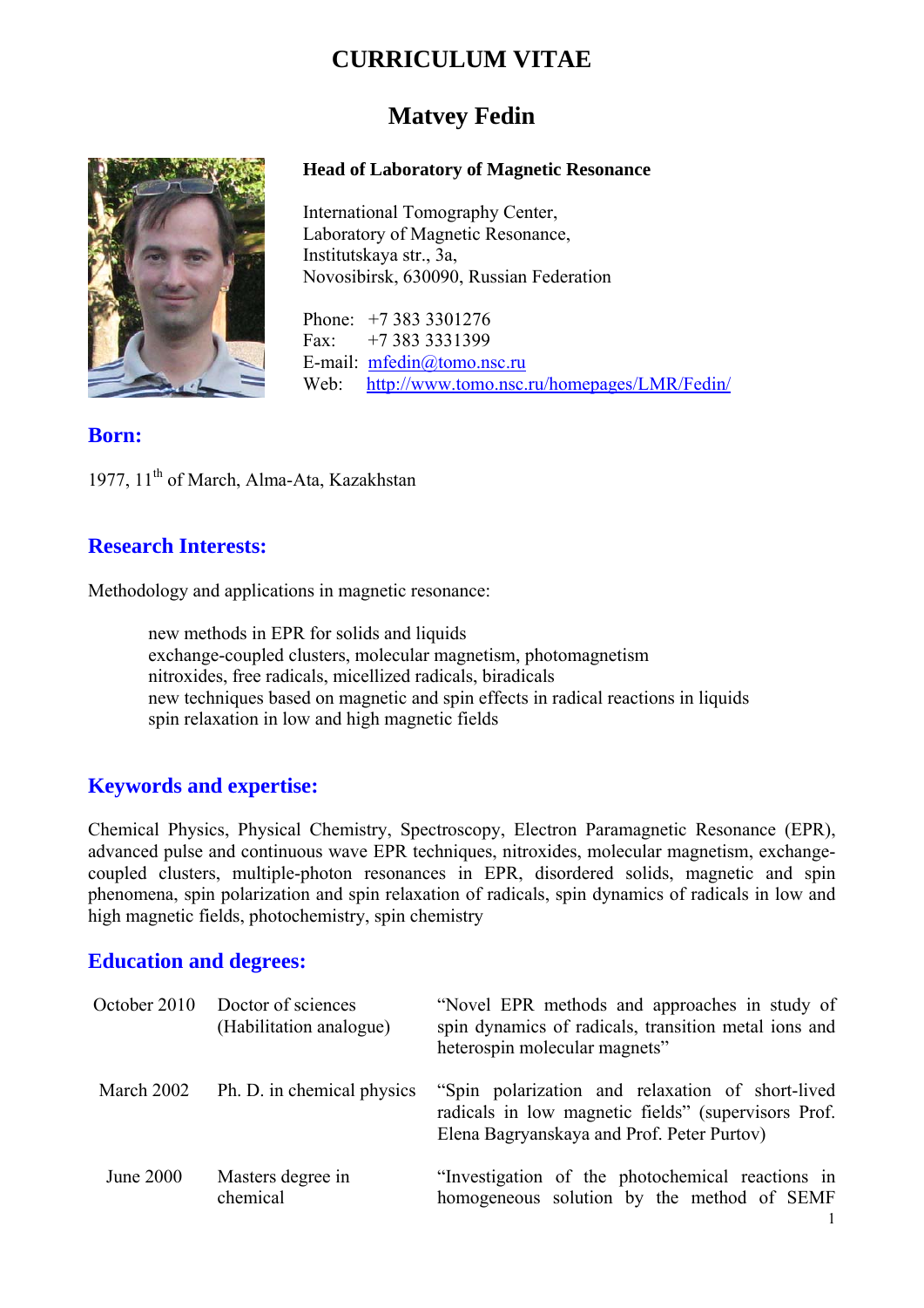# CURRICULUM VITAE

## Matvey Fedin

**Head of Laboratory of Magnetic Resonance**

International Tomography Center,
Laboratory of Magnetic Resonance,
Institutskaya str., 3a,
Novosibirsk, 630090, Russian Federation

Phone: +7 383 3301276
Fax: +7 383 3331399
E-mail: mfedin@tomo.nsc.ru
Web: http://www.tomo.nsc.ru/homepages/LMR/Fedin/

### Born:

1977, 11th of March, Alma-Ata, Kazakhstan

### Research Interests:

Methodology and applications in magnetic resonance:

- new methods in EPR for solids and liquids
- exchange-coupled clusters, molecular magnetism, photomagnetism
- nitroxides, free radicals, micellized radicals, biradicals
- new techniques based on magnetic and spin effects in radical reactions in liquids
- spin relaxation in low and high magnetic fields

### Keywords and expertise:

Chemical Physics, Physical Chemistry, Spectroscopy, Electron Paramagnetic Resonance (EPR), advanced pulse and continuous wave EPR techniques, nitroxides, molecular magnetism, exchange-coupled clusters, multiple-photon resonances in EPR, disordered solids, magnetic and spin phenomena, spin polarization and spin relaxation of radicals, spin dynamics of radicals in low and high magnetic fields, photochemistry, spin chemistry

### Education and degrees:

| | | |
|---|---|---|
| October 2010 | Doctor of sciences (Habilitation analogue) | "Novel EPR methods and approaches in study of spin dynamics of radicals, transition metal ions and heterospin molecular magnets" |
| March 2002 | Ph. D. in chemical physics | "Spin polarization and relaxation of short-lived radicals in low magnetic fields" (supervisors Prof. Elena Bagryanskaya and Prof. Peter Purtov) |
| June 2000 | Masters degree in chemical | "Investigation of the photochemical reactions in homogeneous solution by the method of SEMF |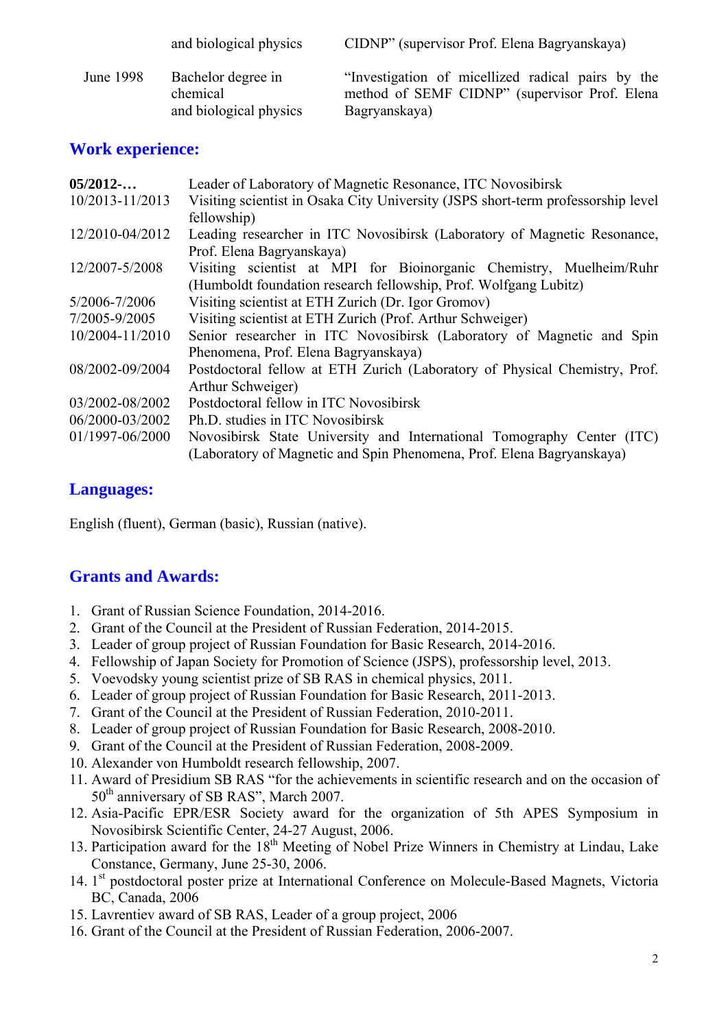|  | and biological physics | CIDNP" (supervisor Prof. Elena Bagryanskaya) |
|---|---|---|
| June 1998 | Bachelor degree in chemical and biological physics | "Investigation of micellized radical pairs by the method of SEMF CIDNP" (supervisor Prof. Elena Bagryanskaya) |

## Work experience:

| | |
|---|---|
| **05/2012-…** | Leader of Laboratory of Magnetic Resonance, ITC Novosibirsk |
| 10/2013-11/2013 | Visiting scientist in Osaka City University (JSPS short-term professorship level fellowship) |
| 12/2010-04/2012 | Leading researcher in ITC Novosibirsk (Laboratory of Magnetic Resonance, Prof. Elena Bagryanskaya) |
| 12/2007-5/2008 | Visiting scientist at MPI for Bioinorganic Chemistry, Muelheim/Ruhr (Humboldt foundation research fellowship, Prof. Wolfgang Lubitz) |
| 5/2006-7/2006 | Visiting scientist at ETH Zurich (Dr. Igor Gromov) |
| 7/2005-9/2005 | Visiting scientist at ETH Zurich (Prof. Arthur Schweiger) |
| 10/2004-11/2010 | Senior researcher in ITC Novosibirsk (Laboratory of Magnetic and Spin Phenomena, Prof. Elena Bagryanskaya) |
| 08/2002-09/2004 | Postdoctoral fellow at ETH Zurich (Laboratory of Physical Chemistry, Prof. Arthur Schweiger) |
| 03/2002-08/2002 | Postdoctoral fellow in ITC Novosibirsk |
| 06/2000-03/2002 | Ph.D. studies in ITC Novosibirsk |
| 01/1997-06/2000 | Novosibirsk State University and International Tomography Center (ITC) (Laboratory of Magnetic and Spin Phenomena, Prof. Elena Bagryanskaya) |

## Languages:

English (fluent), German (basic), Russian (native).

## Grants and Awards:

1. Grant of Russian Science Foundation, 2014-2016.
2. Grant of the Council at the President of Russian Federation, 2014-2015.
3. Leader of group project of Russian Foundation for Basic Research, 2014-2016.
4. Fellowship of Japan Society for Promotion of Science (JSPS), professorship level, 2013.
5. Voevodsky young scientist prize of SB RAS in chemical physics, 2011.
6. Leader of group project of Russian Foundation for Basic Research, 2011-2013.
7. Grant of the Council at the President of Russian Federation, 2010-2011.
8. Leader of group project of Russian Foundation for Basic Research, 2008-2010.
9. Grant of the Council at the President of Russian Federation, 2008-2009.
10. Alexander von Humboldt research fellowship, 2007.
11. Award of Presidium SB RAS "for the achievements in scientific research and on the occasion of 50th anniversary of SB RAS", March 2007.
12. Asia-Pacific EPR/ESR Society award for the organization of 5th APES Symposium in Novosibirsk Scientific Center, 24-27 August, 2006.
13. Participation award for the 18th Meeting of Nobel Prize Winners in Chemistry at Lindau, Lake Constance, Germany, June 25-30, 2006.
14. 1st postdoctoral poster prize at International Conference on Molecule-Based Magnets, Victoria BC, Canada, 2006
15. Lavrentiev award of SB RAS, Leader of a group project, 2006
16. Grant of the Council at the President of Russian Federation, 2006-2007.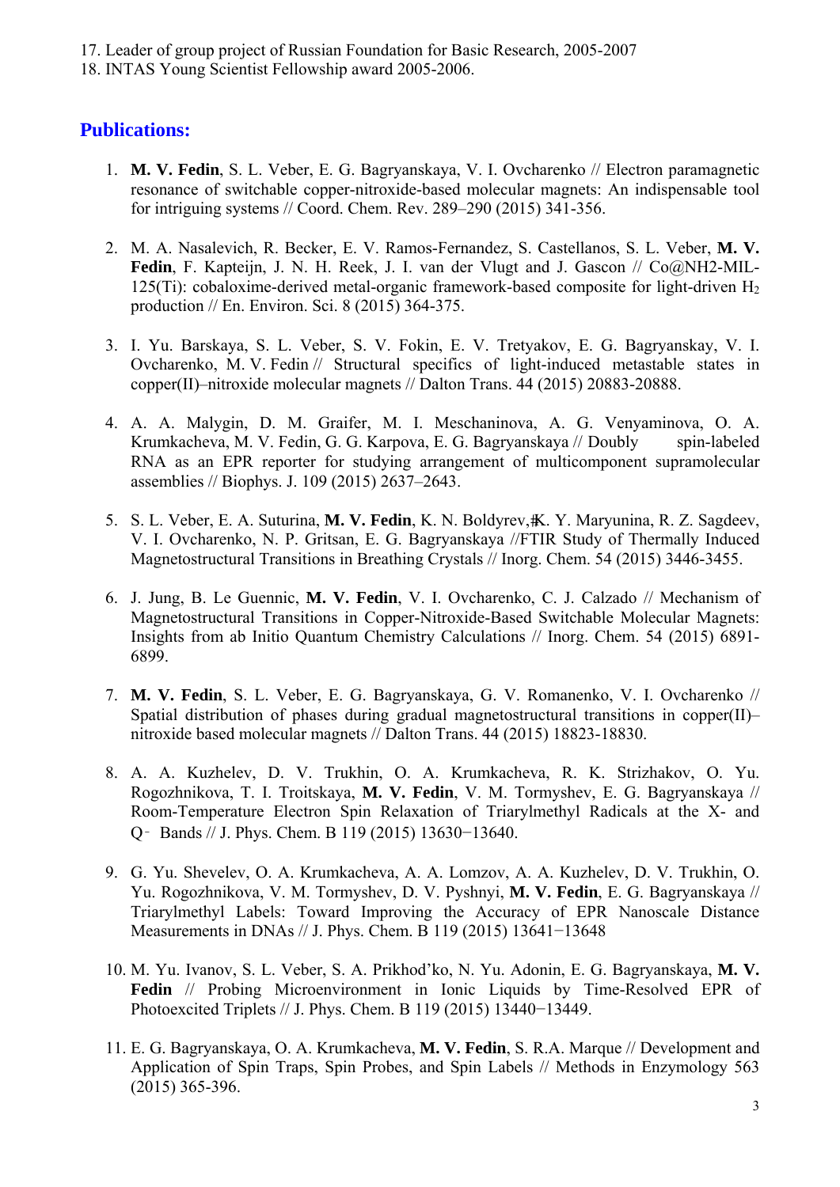17. Leader of group project of Russian Foundation for Basic Research, 2005-2007
18. INTAS Young Scientist Fellowship award 2005-2006.

## Publications:

1. **M. V. Fedin**, S. L. Veber, E. G. Bagryanskaya, V. I. Ovcharenko // Electron paramagnetic resonance of switchable copper-nitroxide-based molecular magnets: An indispensable tool for intriguing systems // Coord. Chem. Rev. 289–290 (2015) 341-356.

2. M. A. Nasalevich, R. Becker, E. V. Ramos-Fernandez, S. Castellanos, S. L. Veber, **M. V. Fedin**, F. Kapteijn, J. N. H. Reek, J. I. van der Vlugt and J. Gascon // Co@NH2-MIL-125(Ti): cobaloxime-derived metal-organic framework-based composite for light-driven $H_2$ production // En. Environ. Sci. 8 (2015) 364-375.

3. I. Yu. Barskaya, S. L. Veber, S. V. Fokin, E. V. Tretyakov, E. G. Bagryanskay, V. I. Ovcharenko, M. V. Fedin // Structural specifics of light-induced metastable states in copper(II)–nitroxide molecular magnets // Dalton Trans. 44 (2015) 20883-20888.

4. A. A. Malygin, D. M. Graifer, M. I. Meschaninova, A. G. Venyaminova, O. A. Krumkacheva, M. V. Fedin, G. G. Karpova, E. G. Bagryanskaya // Doubly spin-labeled RNA as an EPR reporter for studying arrangement of multicomponent supramolecular assemblies // Biophys. J. 109 (2015) 2637–2643.

5. S. L. Veber, E. A. Suturina, **M. V. Fedin**, K. N. Boldyrev,ǂK. Y. Maryunina, R. Z. Sagdeev, V. I. Ovcharenko, N. P. Gritsan, E. G. Bagryanskaya //FTIR Study of Thermally Induced Magnetostructural Transitions in Breathing Crystals // Inorg. Chem. 54 (2015) 3446-3455.

6. J. Jung, B. Le Guennic, **M. V. Fedin**, V. I. Ovcharenko, C. J. Calzado // Mechanism of Magnetostructural Transitions in Copper-Nitroxide-Based Switchable Molecular Magnets: Insights from ab Initio Quantum Chemistry Calculations // Inorg. Chem. 54 (2015) 6891-6899.

7. **M. V. Fedin**, S. L. Veber, E. G. Bagryanskaya, G. V. Romanenko, V. I. Ovcharenko // Spatial distribution of phases during gradual magnetostructural transitions in copper(II)–nitroxide based molecular magnets // Dalton Trans. 44 (2015) 18823-18830.

8. A. A. Kuzhelev, D. V. Trukhin, O. A. Krumkacheva, R. K. Strizhakov, O. Yu. Rogozhnikova, T. I. Troitskaya, **M. V. Fedin**, V. M. Tormyshev, E. G. Bagryanskaya // Room-Temperature Electron Spin Relaxation of Triarylmethyl Radicals at the X- and Q‑ Bands // J. Phys. Chem. B 119 (2015) 13630−13640.

9. G. Yu. Shevelev, O. A. Krumkacheva, A. A. Lomzov, A. A. Kuzhelev, D. V. Trukhin, O. Yu. Rogozhnikova, V. M. Tormyshev, D. V. Pyshnyi, **M. V. Fedin**, E. G. Bagryanskaya // Triarylmethyl Labels: Toward Improving the Accuracy of EPR Nanoscale Distance Measurements in DNAs // J. Phys. Chem. B 119 (2015) 13641−13648

10. M. Yu. Ivanov, S. L. Veber, S. A. Prikhod'ko, N. Yu. Adonin, E. G. Bagryanskaya, **M. V. Fedin** // Probing Microenvironment in Ionic Liquids by Time-Resolved EPR of Photoexcited Triplets // J. Phys. Chem. B 119 (2015) 13440−13449.

11. E. G. Bagryanskaya, O. A. Krumkacheva, **M. V. Fedin**, S. R.A. Marque // Development and Application of Spin Traps, Spin Probes, and Spin Labels // Methods in Enzymology 563 (2015) 365-396.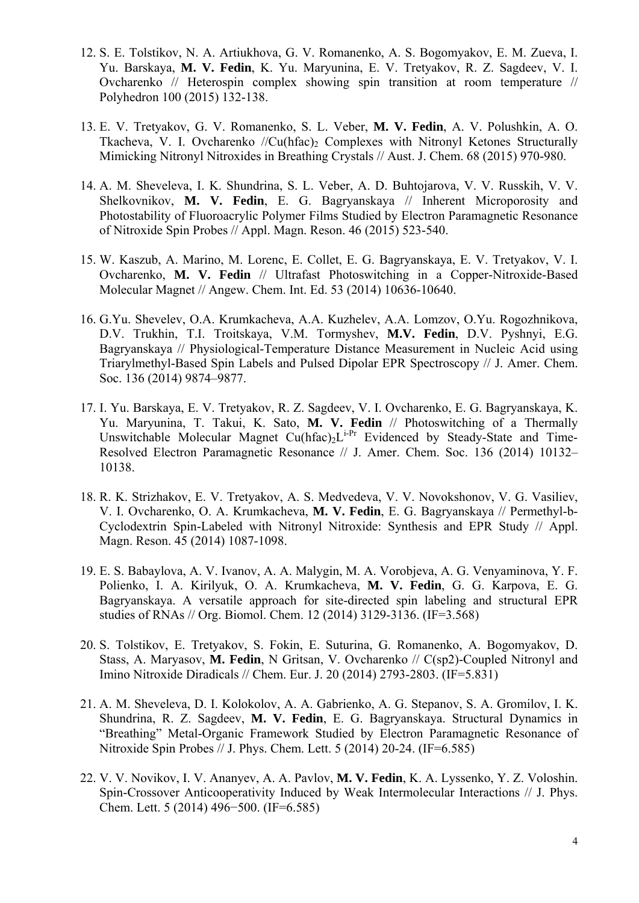12. S. E. Tolstikov, N. A. Artiukhova, G. V. Romanenko, A. S. Bogomyakov, E. M. Zueva, I. Yu. Barskaya, **M. V. Fedin**, K. Yu. Maryunina, E. V. Tretyakov, R. Z. Sagdeev, V. I. Ovcharenko // Heterospin complex showing spin transition at room temperature // Polyhedron 100 (2015) 132-138.

13. E. V. Tretyakov, G. V. Romanenko, S. L. Veber, **M. V. Fedin**, A. V. Polushkin, A. O. Tkacheva, V. I. Ovcharenko //$Cu(hfac)_2$ Complexes with Nitronyl Ketones Structurally Mimicking Nitronyl Nitroxides in Breathing Crystals // Aust. J. Chem. 68 (2015) 970-980.

14. A. M. Sheveleva, I. K. Shundrina, S. L. Veber, A. D. Buhtojarova, V. V. Russkih, V. V. Shelkovnikov, **M. V. Fedin**, E. G. Bagryanskaya // Inherent Microporosity and Photostability of Fluoroacrylic Polymer Films Studied by Electron Paramagnetic Resonance of Nitroxide Spin Probes // Appl. Magn. Reson. 46 (2015) 523-540.

15. W. Kaszub, A. Marino, M. Lorenc, E. Collet, E. G. Bagryanskaya, E. V. Tretyakov, V. I. Ovcharenko, **M. V. Fedin** // Ultrafast Photoswitching in a Copper-Nitroxide-Based Molecular Magnet // Angew. Chem. Int. Ed. 53 (2014) 10636-10640.

16. G.Yu. Shevelev, O.A. Krumkacheva, A.A. Kuzhelev, A.A. Lomzov, O.Yu. Rogozhnikova, D.V. Trukhin, T.I. Troitskaya, V.M. Tormyshev, **M.V. Fedin**, D.V. Pyshnyi, E.G. Bagryanskaya // Physiological-Temperature Distance Measurement in Nucleic Acid using Triarylmethyl-Based Spin Labels and Pulsed Dipolar EPR Spectroscopy // J. Amer. Chem. Soc. 136 (2014) 9874–9877.

17. I. Yu. Barskaya, E. V. Tretyakov, R. Z. Sagdeev, V. I. Ovcharenko, E. G. Bagryanskaya, K. Yu. Maryunina, T. Takui, K. Sato, **M. V. Fedin** // Photoswitching of a Thermally Unswitchable Molecular Magnet $Cu(hfac)_2L^{i\text{-}Pr}$ Evidenced by Steady-State and Time-Resolved Electron Paramagnetic Resonance // J. Amer. Chem. Soc. 136 (2014) 10132–10138.

18. R. K. Strizhakov, E. V. Tretyakov, A. S. Medvedeva, V. V. Novokshonov, V. G. Vasiliev, V. I. Ovcharenko, O. A. Krumkacheva, **M. V. Fedin**, E. G. Bagryanskaya // Permethyl-b-Cyclodextrin Spin-Labeled with Nitronyl Nitroxide: Synthesis and EPR Study // Appl. Magn. Reson. 45 (2014) 1087-1098.

19. E. S. Babaylova, A. V. Ivanov, A. A. Malygin, M. A. Vorobjeva, A. G. Venyaminova, Y. F. Polienko, I. A. Kirilyuk, O. A. Krumkacheva, **M. V. Fedin**, G. G. Karpova, E. G. Bagryanskaya. A versatile approach for site-directed spin labeling and structural EPR studies of RNAs // Org. Biomol. Chem. 12 (2014) 3129-3136. (IF=3.568)

20. S. Tolstikov, E. Tretyakov, S. Fokin, E. Suturina, G. Romanenko, A. Bogomyakov, D. Stass, A. Maryasov, **M. Fedin**, N Gritsan, V. Ovcharenko // C(sp2)-Coupled Nitronyl and Imino Nitroxide Diradicals // Chem. Eur. J. 20 (2014) 2793-2803. (IF=5.831)

21. A. M. Sheveleva, D. I. Kolokolov, A. A. Gabrienko, A. G. Stepanov, S. A. Gromilov, I. K. Shundrina, R. Z. Sagdeev, **M. V. Fedin**, E. G. Bagryanskaya. Structural Dynamics in "Breathing" Metal-Organic Framework Studied by Electron Paramagnetic Resonance of Nitroxide Spin Probes // J. Phys. Chem. Lett. 5 (2014) 20-24. (IF=6.585)

22. V. V. Novikov, I. V. Ananyev, A. A. Pavlov, **M. V. Fedin**, K. A. Lyssenko, Y. Z. Voloshin. Spin-Crossover Anticooperativity Induced by Weak Intermolecular Interactions // J. Phys. Chem. Lett. 5 (2014) 496−500. (IF=6.585)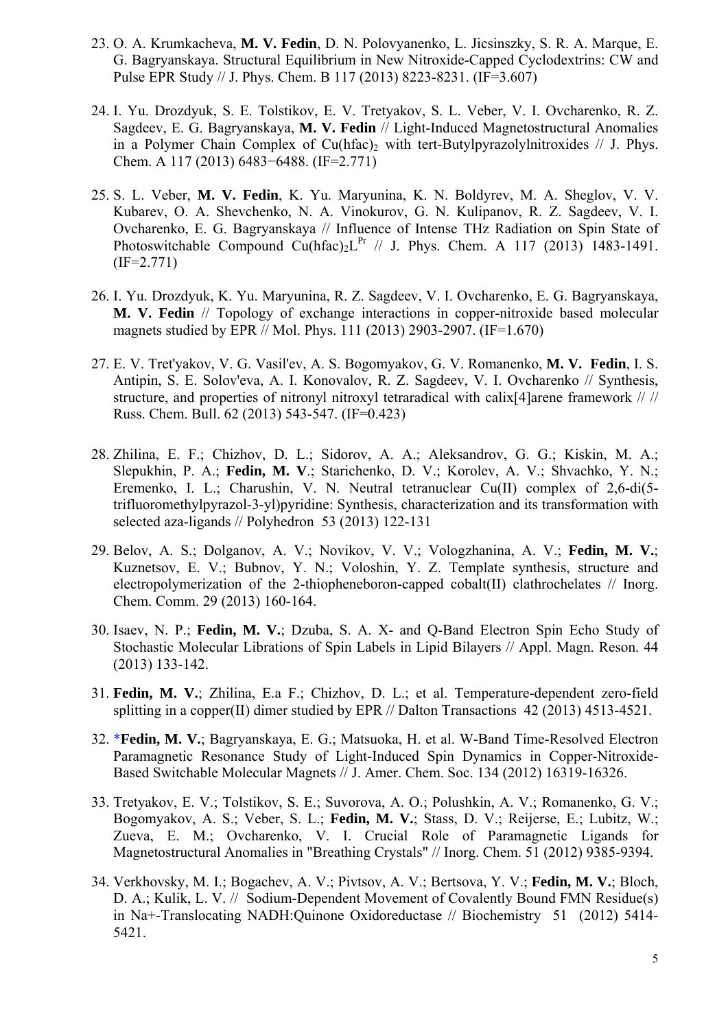23. O. A. Krumkacheva, **M. V. Fedin**, D. N. Polovyanenko, L. Jicsinszky, S. R. A. Marque, E. G. Bagryanskaya. Structural Equilibrium in New Nitroxide-Capped Cyclodextrins: CW and Pulse EPR Study // J. Phys. Chem. B 117 (2013) 8223-8231. (IF=3.607)

24. I. Yu. Drozdyuk, S. E. Tolstikov, E. V. Tretyakov, S. L. Veber, V. I. Ovcharenko, R. Z. Sagdeev, E. G. Bagryanskaya, **M. V. Fedin** // Light-Induced Magnetostructural Anomalies in a Polymer Chain Complex of $Cu(hfac)_2$ with tert-Butylpyrazolylnitroxides // J. Phys. Chem. A 117 (2013) 6483−6488. (IF=2.771)

25. S. L. Veber, **M. V. Fedin**, K. Yu. Maryunina, K. N. Boldyrev, M. A. Sheglov, V. V. Kubarev, O. A. Shevchenko, N. A. Vinokurov, G. N. Kulipanov, R. Z. Sagdeev, V. I. Ovcharenko, E. G. Bagryanskaya // Influence of Intense THz Radiation on Spin State of Photoswitchable Compound $Cu(hfac)_2L^{Pr}$ // J. Phys. Chem. A 117 (2013) 1483-1491. (IF=2.771)

26. I. Yu. Drozdyuk, K. Yu. Maryunina, R. Z. Sagdeev, V. I. Ovcharenko, E. G. Bagryanskaya, **M. V. Fedin** // Topology of exchange interactions in copper-nitroxide based molecular magnets studied by EPR // Mol. Phys. 111 (2013) 2903-2907. (IF=1.670)

27. E. V. Tret'yakov, V. G. Vasil'ev, A. S. Bogomyakov, G. V. Romanenko, **M. V. Fedin**, I. S. Antipin, S. E. Solov'eva, A. I. Konovalov, R. Z. Sagdeev, V. I. Ovcharenko // Synthesis, structure, and properties of nitronyl nitroxyl tetraradical with calix[4]arene framework // // Russ. Chem. Bull. 62 (2013) 543-547. (IF=0.423)

28. Zhilina, E. F.; Chizhov, D. L.; Sidorov, A. A.; Aleksandrov, G. G.; Kiskin, M. A.; Slepukhin, P. A.; **Fedin, M. V**.; Starichenko, D. V.; Korolev, A. V.; Shvachko, Y. N.; Eremenko, I. L.; Charushin, V. N. Neutral tetranuclear Cu(II) complex of 2,6-di(5-trifluoromethylpyrazol-3-yl)pyridine: Synthesis, characterization and its transformation with selected aza-ligands // Polyhedron 53 (2013) 122-131

29. Belov, A. S.; Dolganov, A. V.; Novikov, V. V.; Vologzhanina, A. V.; **Fedin, M. V.**; Kuznetsov, E. V.; Bubnov, Y. N.; Voloshin, Y. Z. Template synthesis, structure and electropolymerization of the 2-thiopheneboron-capped cobalt(II) clathrochelates // Inorg. Chem. Comm. 29 (2013) 160-164.

30. Isaev, N. P.; **Fedin, M. V.**; Dzuba, S. A. X- and Q-Band Electron Spin Echo Study of Stochastic Molecular Librations of Spin Labels in Lipid Bilayers // Appl. Magn. Reson. 44 (2013) 133-142.

31. **Fedin, M. V.**; Zhilina, E.a F.; Chizhov, D. L.; et al. Temperature-dependent zero-field splitting in a copper(II) dimer studied by EPR // Dalton Transactions 42 (2013) 4513-4521.

32. ***Fedin, M. V.**; Bagryanskaya, E. G.; Matsuoka, H. et al. W-Band Time-Resolved Electron Paramagnetic Resonance Study of Light-Induced Spin Dynamics in Copper-Nitroxide-Based Switchable Molecular Magnets // J. Amer. Chem. Soc. 134 (2012) 16319-16326.

33. Tretyakov, E. V.; Tolstikov, S. E.; Suvorova, A. O.; Polushkin, A. V.; Romanenko, G. V.; Bogomyakov, A. S.; Veber, S. L.; **Fedin, M. V.**; Stass, D. V.; Reijerse, E.; Lubitz, W.; Zueva, E. M.; Ovcharenko, V. I. Crucial Role of Paramagnetic Ligands for Magnetostructural Anomalies in "Breathing Crystals" // Inorg. Chem. 51 (2012) 9385-9394.

34. Verkhovsky, M. I.; Bogachev, A. V.; Pivtsov, A. V.; Bertsova, Y. V.; **Fedin, M. V.**; Bloch, D. A.; Kulik, L. V. // Sodium-Dependent Movement of Covalently Bound FMN Residue(s) in Na+-Translocating NADH:Quinone Oxidoreductase // Biochemistry 51 (2012) 5414-5421.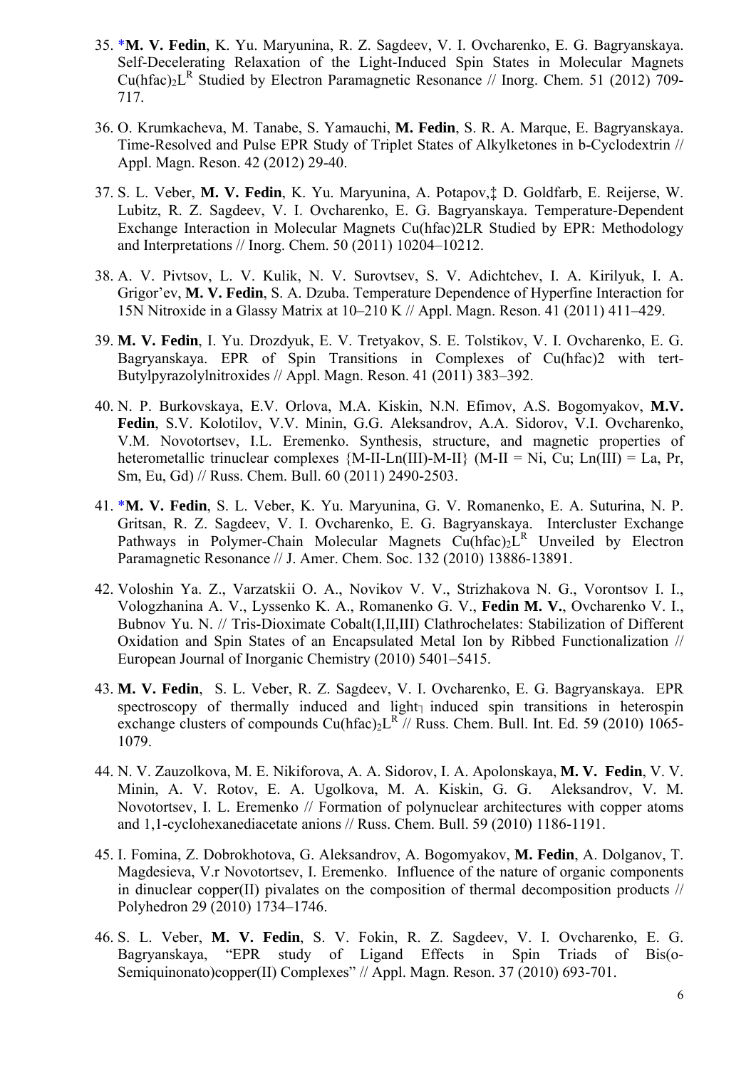35. *__M. V. Fedin__, K. Yu. Maryunina, R. Z. Sagdeev, V. I. Ovcharenko, E. G. Bagryanskaya. Self-Decelerating Relaxation of the Light-Induced Spin States in Molecular Magnets $Cu(hfac)_2L^R$ Studied by Electron Paramagnetic Resonance // Inorg. Chem. 51 (2012) 709-717.

36. O. Krumkacheva, M. Tanabe, S. Yamauchi, **M. Fedin**, S. R. A. Marque, E. Bagryanskaya. Time-Resolved and Pulse EPR Study of Triplet States of Alkylketones in b-Cyclodextrin // Appl. Magn. Reson. 42 (2012) 29-40.

37. S. L. Veber, **M. V. Fedin**, K. Yu. Maryunina, A. Potapov,‡ D. Goldfarb, E. Reijerse, W. Lubitz, R. Z. Sagdeev, V. I. Ovcharenko, E. G. Bagryanskaya. Temperature-Dependent Exchange Interaction in Molecular Magnets Cu(hfac)2LR Studied by EPR: Methodology and Interpretations // Inorg. Chem. 50 (2011) 10204–10212.

38. A. V. Pivtsov, L. V. Kulik, N. V. Surovtsev, S. V. Adichtchev, I. A. Kirilyuk, I. A. Grigor'ev, **M. V. Fedin**, S. A. Dzuba. Temperature Dependence of Hyperfine Interaction for 15N Nitroxide in a Glassy Matrix at 10–210 K // Appl. Magn. Reson. 41 (2011) 411–429.

39. **M. V. Fedin**, I. Yu. Drozdyuk, E. V. Tretyakov, S. E. Tolstikov, V. I. Ovcharenko, E. G. Bagryanskaya. EPR of Spin Transitions in Complexes of Cu(hfac)2 with tert-Butylpyrazolylnitroxides // Appl. Magn. Reson. 41 (2011) 383–392.

40. N. P. Burkovskaya, E.V. Orlova, M.A. Kiskin, N.N. Efimov, A.S. Bogomyakov, **M.V. Fedin**, S.V. Kolotilov, V.V. Minin, G.G. Aleksandrov, A.A. Sidorov, V.I. Ovcharenko, V.M. Novotortsev, I.L. Eremenko. Synthesis, structure, and magnetic properties of heterometallic trinuclear complexes {M-II-Ln(III)-M-II} (M-II = Ni, Cu; Ln(III) = La, Pr, Sm, Eu, Gd) // Russ. Chem. Bull. 60 (2011) 2490-2503.

41. *__M. V. Fedin__, S. L. Veber, K. Yu. Maryunina, G. V. Romanenko, E. A. Suturina, N. P. Gritsan, R. Z. Sagdeev, V. I. Ovcharenko, E. G. Bagryanskaya. Intercluster Exchange Pathways in Polymer-Chain Molecular Magnets $Cu(hfac)_2L^R$ Unveiled by Electron Paramagnetic Resonance // J. Amer. Chem. Soc. 132 (2010) 13886-13891.

42. Voloshin Ya. Z., Varzatskii O. A., Novikov V. V., Strizhakova N. G., Vorontsov I. I., Vologzhanina A. V., Lyssenko K. A., Romanenko G. V., **Fedin M. V.**, Ovcharenko V. I., Bubnov Yu. N. // Tris-Dioximate Cobalt(I,II,III) Clathrochelates: Stabilization of Different Oxidation and Spin States of an Encapsulated Metal Ion by Ribbed Functionalization // European Journal of Inorganic Chemistry (2010) 5401–5415.

43. **M. V. Fedin**, S. L. Veber, R. Z. Sagdeev, V. I. Ovcharenko, E. G. Bagryanskaya. EPR spectroscopy of thermally induced and light¬ induced spin transitions in heterospin exchange clusters of compounds $Cu(hfac)_2L^R$ // Russ. Chem. Bull. Int. Ed. 59 (2010) 1065-1079.

44. N. V. Zauzolkova, M. E. Nikiforova, A. A. Sidorov, I. A. Apolonskaya, **M. V. Fedin**, V. V. Minin, A. V. Rotov, E. A. Ugolkova, M. A. Kiskin, G. G. Aleksandrov, V. M. Novotortsev, I. L. Eremenko // Formation of polynuclear architectures with copper atoms and 1,1-cyclohexanediacetate anions // Russ. Chem. Bull. 59 (2010) 1186-1191.

45. I. Fomina, Z. Dobrokhotova, G. Aleksandrov, A. Bogomyakov, **M. Fedin**, A. Dolganov, T. Magdesieva, V.r Novotortsev, I. Eremenko. Influence of the nature of organic components in dinuclear copper(II) pivalates on the composition of thermal decomposition products // Polyhedron 29 (2010) 1734–1746.

46. S. L. Veber, **M. V. Fedin**, S. V. Fokin, R. Z. Sagdeev, V. I. Ovcharenko, E. G. Bagryanskaya, "EPR study of Ligand Effects in Spin Triads of Bis(o-Semiquinonato)copper(II) Complexes" // Appl. Magn. Reson. 37 (2010) 693-701.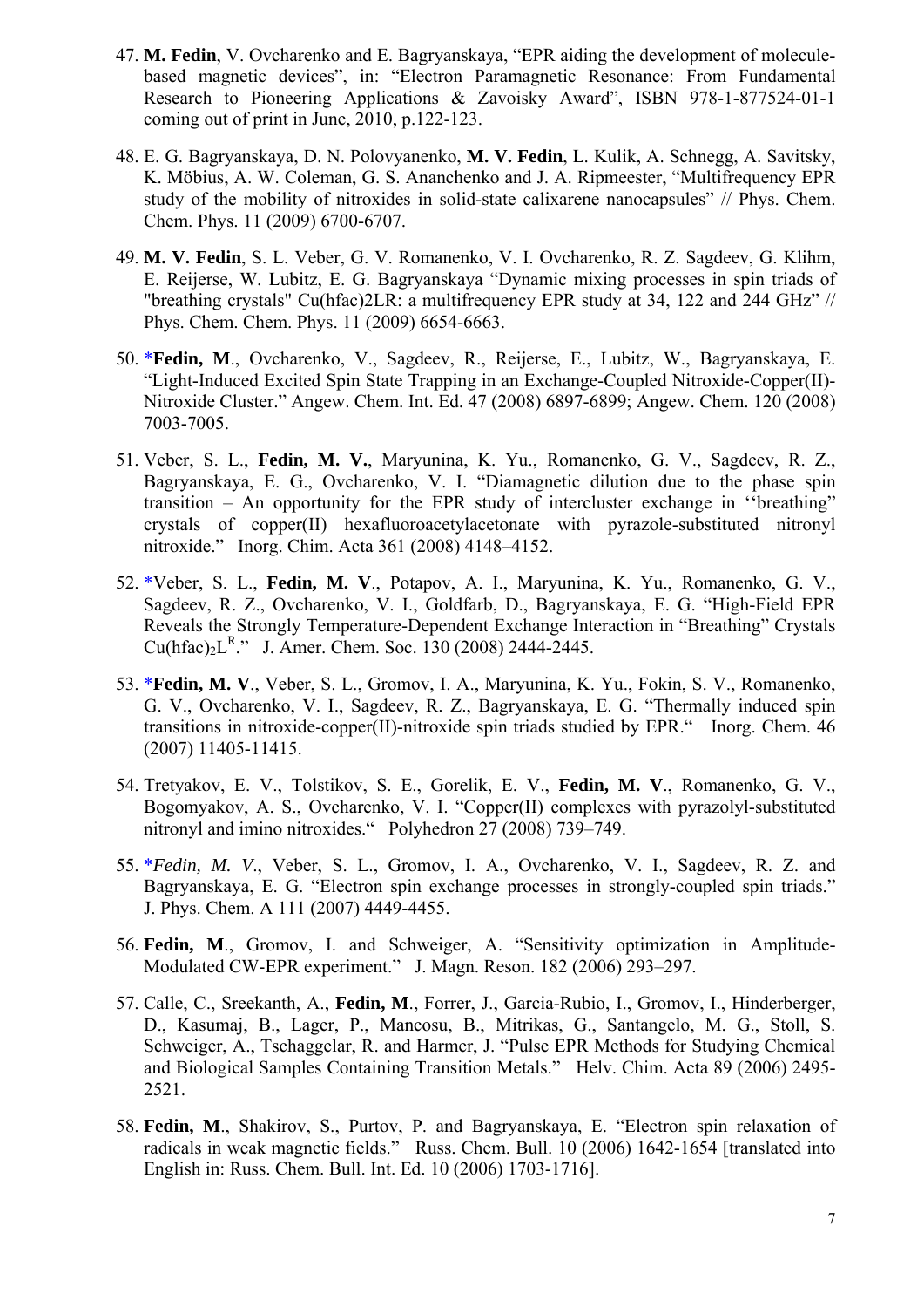47. **M. Fedin**, V. Ovcharenko and E. Bagryanskaya, “EPR aiding the development of molecule-based magnetic devices”, in: “Electron Paramagnetic Resonance: From Fundamental Research to Pioneering Applications & Zavoisky Award”, ISBN 978-1-877524-01-1 coming out of print in June, 2010, p.122-123.

48. E. G. Bagryanskaya, D. N. Polovyanenko, **M. V. Fedin**, L. Kulik, A. Schnegg, A. Savitsky, K. Möbius, A. W. Coleman, G. S. Ananchenko and J. A. Ripmeester, “Multifrequency EPR study of the mobility of nitroxides in solid-state calixarene nanocapsules” // Phys. Chem. Chem. Phys. 11 (2009) 6700-6707.

49. **M. V. Fedin**, S. L. Veber, G. V. Romanenko, V. I. Ovcharenko, R. Z. Sagdeev, G. Klihm, E. Reijerse, W. Lubitz, E. G. Bagryanskaya “Dynamic mixing processes in spin triads of "breathing crystals" Cu(hfac)2LR: a multifrequency EPR study at 34, 122 and 244 GHz” // Phys. Chem. Chem. Phys. 11 (2009) 6654-6663.

50. ***Fedin, M**., Ovcharenko, V., Sagdeev, R., Reijerse, E., Lubitz, W., Bagryanskaya, E. “Light-Induced Excited Spin State Trapping in an Exchange-Coupled Nitroxide-Copper(II)-Nitroxide Cluster.” Angew. Chem. Int. Ed. 47 (2008) 6897-6899; Angew. Chem. 120 (2008) 7003-7005.

51. Veber, S. L., **Fedin, M. V.**, Maryunina, K. Yu., Romanenko, G. V., Sagdeev, R. Z., Bagryanskaya, E. G., Ovcharenko, V. I. “Diamagnetic dilution due to the phase spin transition – An opportunity for the EPR study of intercluster exchange in ‘‘breathing” crystals of copper(II) hexafluoroacetylacetonate with pyrazole-substituted nitronyl nitroxide.” Inorg. Chim. Acta 361 (2008) 4148–4152.

52. *Veber, S. L., **Fedin, M. V**., Potapov, A. I., Maryunina, K. Yu., Romanenko, G. V., Sagdeev, R. Z., Ovcharenko, V. I., Goldfarb, D., Bagryanskaya, E. G. “High-Field EPR Reveals the Strongly Temperature-Dependent Exchange Interaction in “Breathing” Crystals $Cu(hfac)_2L^R$.” J. Amer. Chem. Soc. 130 (2008) 2444-2445.

53. ***Fedin, M. V**., Veber, S. L., Gromov, I. A., Maryunina, K. Yu., Fokin, S. V., Romanenko, G. V., Ovcharenko, V. I., Sagdeev, R. Z., Bagryanskaya, E. G. “Thermally induced spin transitions in nitroxide-copper(II)-nitroxide spin triads studied by EPR.“ Inorg. Chem. 46 (2007) 11405-11415.

54. Tretyakov, E. V., Tolstikov, S. E., Gorelik, E. V., **Fedin, M. V**., Romanenko, G. V., Bogomyakov, A. S., Ovcharenko, V. I. “Copper(II) complexes with pyrazolyl-substituted nitronyl and imino nitroxides.“ Polyhedron 27 (2008) 739–749.

55. **Fedin, M. V.*, Veber, S. L., Gromov, I. A., Ovcharenko, V. I., Sagdeev, R. Z. and Bagryanskaya, E. G. “Electron spin exchange processes in strongly-coupled spin triads.” J. Phys. Chem. A 111 (2007) 4449-4455.

56. **Fedin, M**., Gromov, I. and Schweiger, A. “Sensitivity optimization in Amplitude-Modulated CW-EPR experiment.” J. Magn. Reson. 182 (2006) 293–297.

57. Calle, C., Sreekanth, A., **Fedin, M**., Forrer, J., Garcia-Rubio, I., Gromov, I., Hinderberger, D., Kasumaj, B., Lager, P., Mancosu, B., Mitrikas, G., Santangelo, M. G., Stoll, S. Schweiger, A., Tschaggelar, R. and Harmer, J. “Pulse EPR Methods for Studying Chemical and Biological Samples Containing Transition Metals.” Helv. Chim. Acta 89 (2006) 2495-2521.

58. **Fedin, M**., Shakirov, S., Purtov, P. and Bagryanskaya, E. “Electron spin relaxation of radicals in weak magnetic fields.” Russ. Chem. Bull. 10 (2006) 1642-1654 [translated into English in: Russ. Chem. Bull. Int. Ed. 10 (2006) 1703-1716].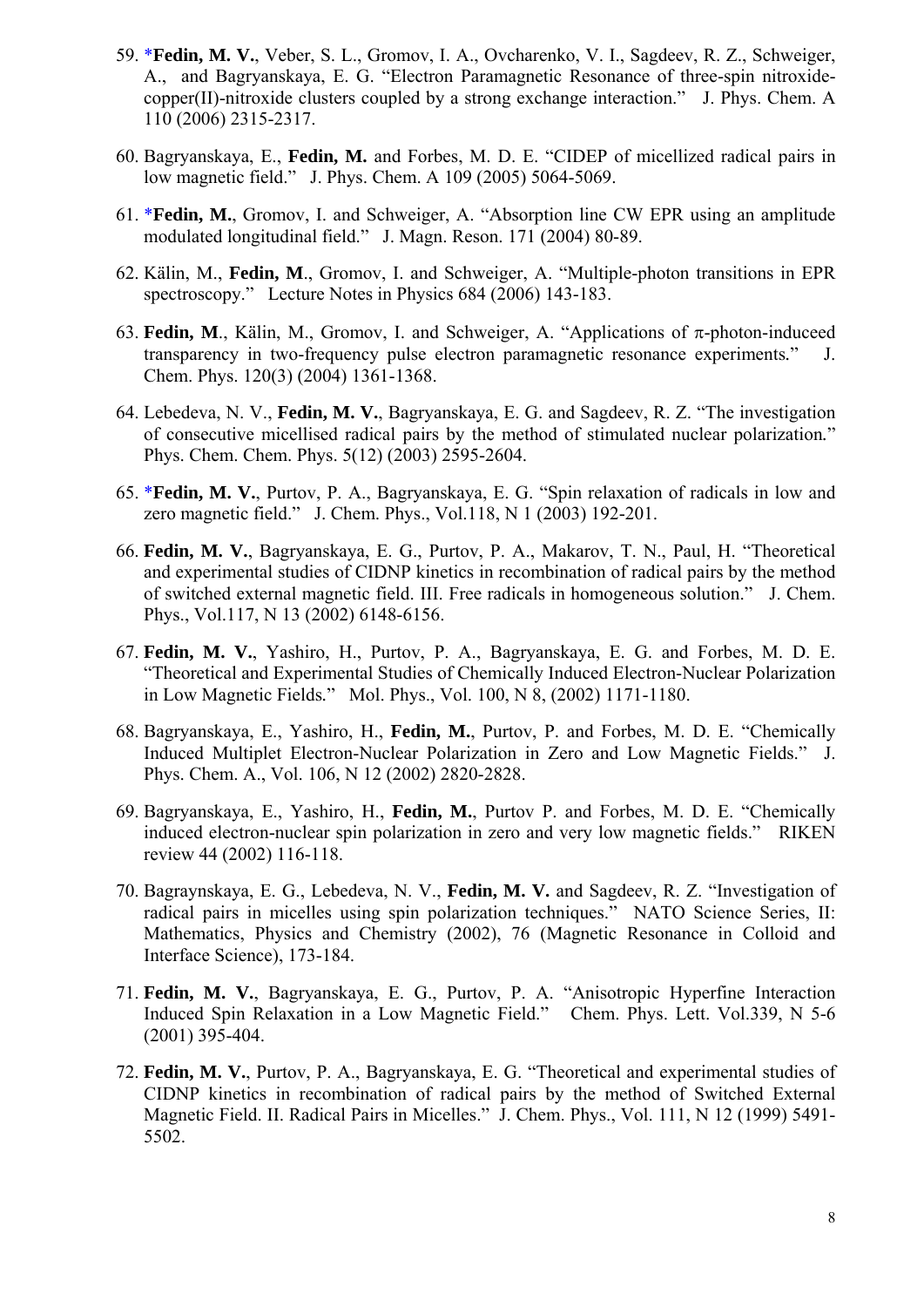59. *__Fedin, M. V.__, Veber, S. L., Gromov, I. A., Ovcharenko, V. I., Sagdeev, R. Z., Schweiger, A., and Bagryanskaya, E. G. "Electron Paramagnetic Resonance of three-spin nitroxide-copper(II)-nitroxide clusters coupled by a strong exchange interaction." J. Phys. Chem. A 110 (2006) 2315-2317.

60. Bagryanskaya, E., **Fedin, M.** and Forbes, M. D. E. "CIDEP of micellized radical pairs in low magnetic field." J. Phys. Chem. A 109 (2005) 5064-5069.

61. *__Fedin, M.__, Gromov, I. and Schweiger, A. "Absorption line CW EPR using an amplitude modulated longitudinal field." J. Magn. Reson. 171 (2004) 80-89.

62. Kälin, M., **Fedin, M**., Gromov, I. and Schweiger, A. "Multiple-photon transitions in EPR spectroscopy." Lecture Notes in Physics 684 (2006) 143-183.

63. **Fedin, M**., Kälin, M., Gromov, I. and Schweiger, A. "Applications of π-photon-induceed transparency in two-frequency pulse electron paramagnetic resonance experiments." J. Chem. Phys. 120(3) (2004) 1361-1368.

64. Lebedeva, N. V., **Fedin, M. V.**, Bagryanskaya, E. G. and Sagdeev, R. Z. "The investigation of consecutive micellised radical pairs by the method of stimulated nuclear polarization." Phys. Chem. Chem. Phys. 5(12) (2003) 2595-2604.

65. *__Fedin, M. V.__, Purtov, P. A., Bagryanskaya, E. G. "Spin relaxation of radicals in low and zero magnetic field." J. Chem. Phys., Vol.118, N 1 (2003) 192-201.

66. **Fedin, M. V.**, Bagryanskaya, E. G., Purtov, P. A., Makarov, T. N., Paul, H. "Theoretical and experimental studies of CIDNP kinetics in recombination of radical pairs by the method of switched external magnetic field. III. Free radicals in homogeneous solution." J. Chem. Phys., Vol.117, N 13 (2002) 6148-6156.

67. **Fedin, M. V.**, Yashiro, H., Purtov, P. A., Bagryanskaya, E. G. and Forbes, M. D. E. "Theoretical and Experimental Studies of Chemically Induced Electron-Nuclear Polarization in Low Magnetic Fields." Mol. Phys., Vol. 100, N 8, (2002) 1171-1180.

68. Bagryanskaya, E., Yashiro, H., **Fedin, M.**, Purtov, P. and Forbes, M. D. E. "Chemically Induced Multiplet Electron-Nuclear Polarization in Zero and Low Magnetic Fields." J. Phys. Chem. A., Vol. 106, N 12 (2002) 2820-2828.

69. Bagryanskaya, E., Yashiro, H., **Fedin, M.**, Purtov P. and Forbes, M. D. E. "Chemically induced electron-nuclear spin polarization in zero and very low magnetic fields." RIKEN review 44 (2002) 116-118.

70. Bagraynskaya, E. G., Lebedeva, N. V., **Fedin, M. V.** and Sagdeev, R. Z. "Investigation of radical pairs in micelles using spin polarization techniques." NATO Science Series, II: Mathematics, Physics and Chemistry (2002), 76 (Magnetic Resonance in Colloid and Interface Science), 173-184.

71. **Fedin, M. V.**, Bagryanskaya, E. G., Purtov, P. A. "Anisotropic Hyperfine Interaction Induced Spin Relaxation in a Low Magnetic Field." Chem. Phys. Lett. Vol.339, N 5-6 (2001) 395-404.

72. **Fedin, M. V.**, Purtov, P. A., Bagryanskaya, E. G. "Theoretical and experimental studies of CIDNP kinetics in recombination of radical pairs by the method of Switched External Magnetic Field. II. Radical Pairs in Micelles." J. Chem. Phys., Vol. 111, N 12 (1999) 5491-5502.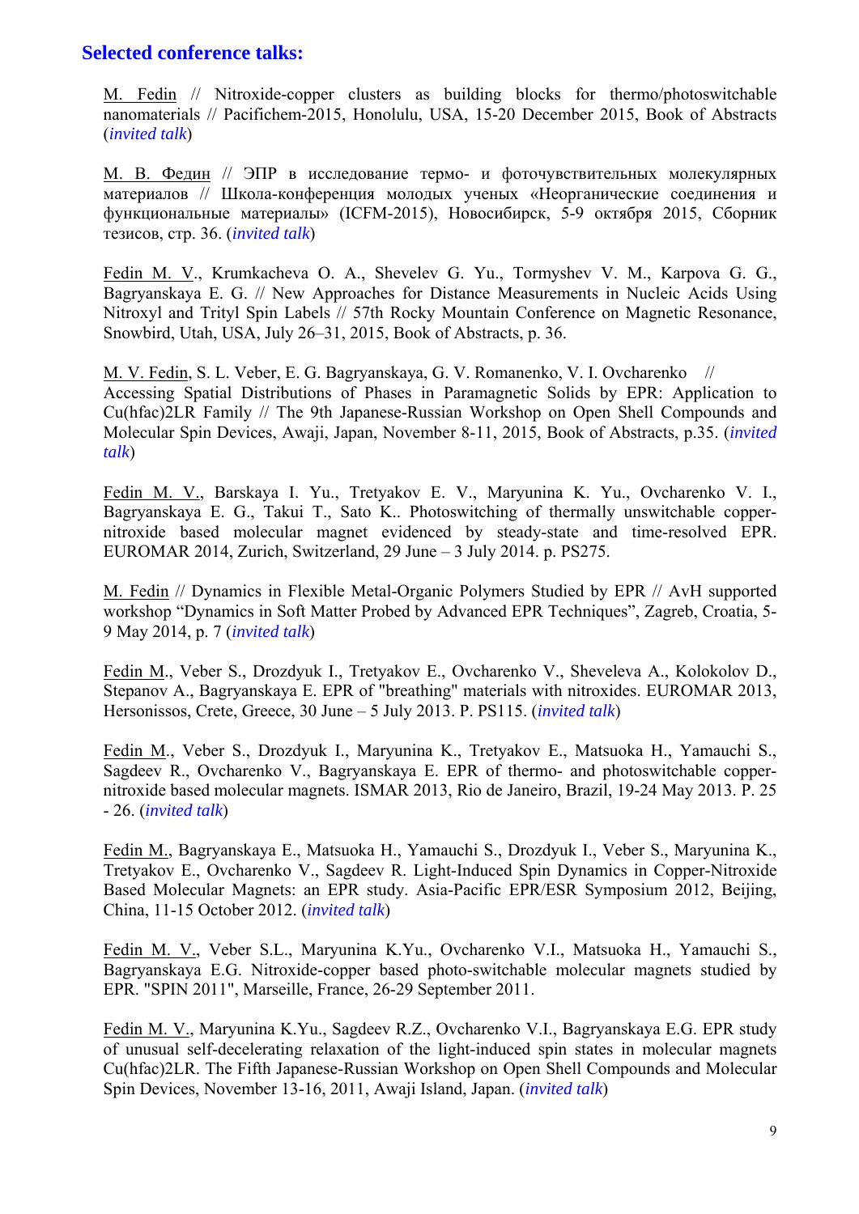## Selected conference talks:

M. Fedin // Nitroxide-copper clusters as building blocks for thermo/photoswitchable nanomaterials // Pacifichem-2015, Honolulu, USA, 15-20 December 2015, Book of Abstracts (*invited talk*)

М. В. Федин // ЭПР в исследование термо- и фоточувствительных молекулярных материалов // Школа-конференция молодых ученых «Неорганические соединения и функциональные материалы» (ICFM-2015), Новосибирск, 5-9 октября 2015, Сборник тезисов, стр. 36. (*invited talk*)

Fedin M. V., Krumkacheva O. A., Shevelev G. Yu., Tormyshev V. M., Karpova G. G., Bagryanskaya E. G. // New Approaches for Distance Measurements in Nucleic Acids Using Nitroxyl and Trityl Spin Labels // 57th Rocky Mountain Conference on Magnetic Resonance, Snowbird, Utah, USA, July 26–31, 2015, Book of Abstracts, p. 36.

M. V. Fedin, S. L. Veber, E. G. Bagryanskaya, G. V. Romanenko, V. I. Ovcharenko // Accessing Spatial Distributions of Phases in Paramagnetic Solids by EPR: Application to Cu(hfac)2LR Family // The 9th Japanese-Russian Workshop on Open Shell Compounds and Molecular Spin Devices, Awaji, Japan, November 8-11, 2015, Book of Abstracts, p.35. (*invited talk*)

Fedin M. V., Barskaya I. Yu., Tretyakov E. V., Maryunina K. Yu., Ovcharenko V. I., Bagryanskaya E. G., Takui T., Sato K.. Photoswitching of thermally unswitchable copper-nitroxide based molecular magnet evidenced by steady-state and time-resolved EPR. EUROMAR 2014, Zurich, Switzerland, 29 June – 3 July 2014. p. PS275.

M. Fedin // Dynamics in Flexible Metal-Organic Polymers Studied by EPR // AvH supported workshop "Dynamics in Soft Matter Probed by Advanced EPR Techniques", Zagreb, Croatia, 5-9 May 2014, p. 7 (*invited talk*)

Fedin M., Veber S., Drozdyuk I., Tretyakov E., Ovcharenko V., Sheveleva A., Kolokolov D., Stepanov A., Bagryanskaya E. EPR of "breathing" materials with nitroxides. EUROMAR 2013, Hersonissos, Crete, Greece, 30 June – 5 July 2013. P. PS115. (*invited talk*)

Fedin M., Veber S., Drozdyuk I., Maryunina K., Tretyakov E., Matsuoka H., Yamauchi S., Sagdeev R., Ovcharenko V., Bagryanskaya E. EPR of thermo- and photoswitchable copper-nitroxide based molecular magnets. ISMAR 2013, Rio de Janeiro, Brazil, 19-24 May 2013. P. 25 - 26. (*invited talk*)

Fedin M., Bagryanskaya E., Matsuoka H., Yamauchi S., Drozdyuk I., Veber S., Maryunina K., Tretyakov E., Ovcharenko V., Sagdeev R. Light-Induced Spin Dynamics in Copper-Nitroxide Based Molecular Magnets: an EPR study. Asia-Pacific EPR/ESR Symposium 2012, Beijing, China, 11-15 October 2012. (*invited talk*)

Fedin M. V., Veber S.L., Maryunina K.Yu., Ovcharenko V.I., Matsuoka H., Yamauchi S., Bagryanskaya E.G. Nitroxide-copper based photo-switchable molecular magnets studied by EPR. "SPIN 2011", Marseille, France, 26-29 September 2011.

Fedin M. V., Maryunina K.Yu., Sagdeev R.Z., Ovcharenko V.I., Bagryanskaya E.G. EPR study of unusual self-decelerating relaxation of the light-induced spin states in molecular magnets Cu(hfac)2LR. The Fifth Japanese-Russian Workshop on Open Shell Compounds and Molecular Spin Devices, November 13-16, 2011, Awaji Island, Japan. (*invited talk*)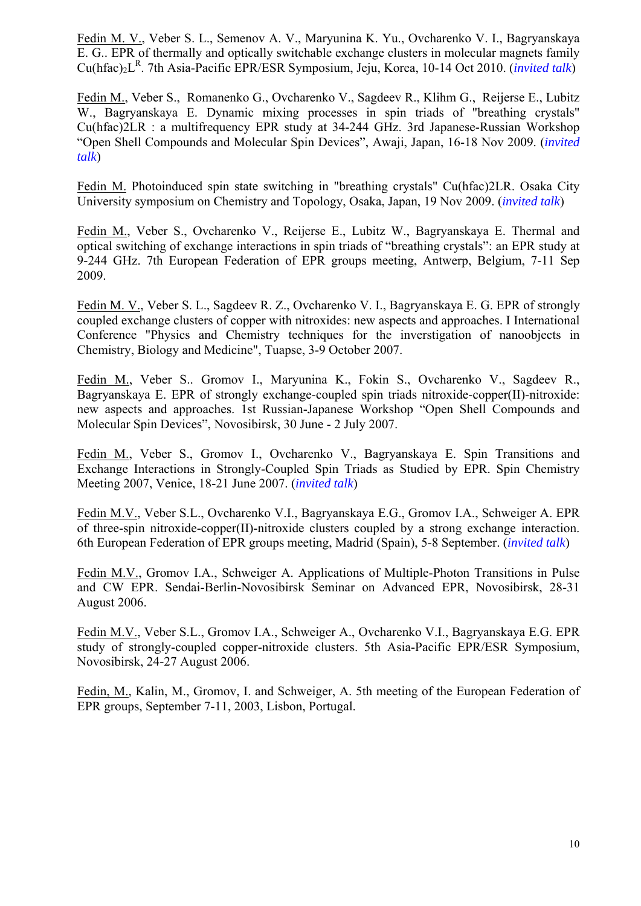Fedin M. V., Veber S. L., Semenov A. V., Maryunina K. Yu., Ovcharenko V. I., Bagryanskaya E. G.. EPR of thermally and optically switchable exchange clusters in molecular magnets family $Cu(hfac)_2L^R$. 7th Asia-Pacific EPR/ESR Symposium, Jeju, Korea, 10-14 Oct 2010. (*invited talk*)

Fedin M., Veber S., Romanenko G., Ovcharenko V., Sagdeev R., Klihm G., Reijerse E., Lubitz W., Bagryanskaya E. Dynamic mixing processes in spin triads of "breathing crystals" Cu(hfac)2LR : a multifrequency EPR study at 34-244 GHz. 3rd Japanese-Russian Workshop "Open Shell Compounds and Molecular Spin Devices", Awaji, Japan, 16-18 Nov 2009. (*invited talk*)

Fedin M. Photoinduced spin state switching in "breathing crystals" Cu(hfac)2LR. Osaka City University symposium on Chemistry and Topology, Osaka, Japan, 19 Nov 2009. (*invited talk*)

Fedin M., Veber S., Ovcharenko V., Reijerse E., Lubitz W., Bagryanskaya E. Thermal and optical switching of exchange interactions in spin triads of "breathing crystals": an EPR study at 9-244 GHz. 7th European Federation of EPR groups meeting, Antwerp, Belgium, 7-11 Sep 2009.

Fedin M. V., Veber S. L., Sagdeev R. Z., Ovcharenko V. I., Bagryanskaya E. G. EPR of strongly coupled exchange clusters of copper with nitroxides: new aspects and approaches. I International Conference "Physics and Chemistry techniques for the investigation of nanoobjects in Chemistry, Biology and Medicine", Tuapse, 3-9 October 2007.

Fedin M., Veber S.. Gromov I., Maryunina K., Fokin S., Ovcharenko V., Sagdeev R., Bagryanskaya E. EPR of strongly exchange-coupled spin triads nitroxide-copper(II)-nitroxide: new aspects and approaches. 1st Russian-Japanese Workshop "Open Shell Compounds and Molecular Spin Devices", Novosibirsk, 30 June - 2 July 2007.

Fedin M., Veber S., Gromov I., Ovcharenko V., Bagryanskaya E. Spin Transitions and Exchange Interactions in Strongly-Coupled Spin Triads as Studied by EPR. Spin Chemistry Meeting 2007, Venice, 18-21 June 2007. (*invited talk*)

Fedin M.V., Veber S.L., Ovcharenko V.I., Bagryanskaya E.G., Gromov I.A., Schweiger A. EPR of three-spin nitroxide-copper(II)-nitroxide clusters coupled by a strong exchange interaction. 6th European Federation of EPR groups meeting, Madrid (Spain), 5-8 September. (*invited talk*)

Fedin M.V., Gromov I.A., Schweiger A. Applications of Multiple-Photon Transitions in Pulse and CW EPR. Sendai-Berlin-Novosibirsk Seminar on Advanced EPR, Novosibirsk, 28-31 August 2006.

Fedin M.V., Veber S.L., Gromov I.A., Schweiger A., Ovcharenko V.I., Bagryanskaya E.G. EPR study of strongly-coupled copper-nitroxide clusters. 5th Asia-Pacific EPR/ESR Symposium, Novosibirsk, 24-27 August 2006.

Fedin, M., Kalin, M., Gromov, I. and Schweiger, A. 5th meeting of the European Federation of EPR groups, September 7-11, 2003, Lisbon, Portugal.